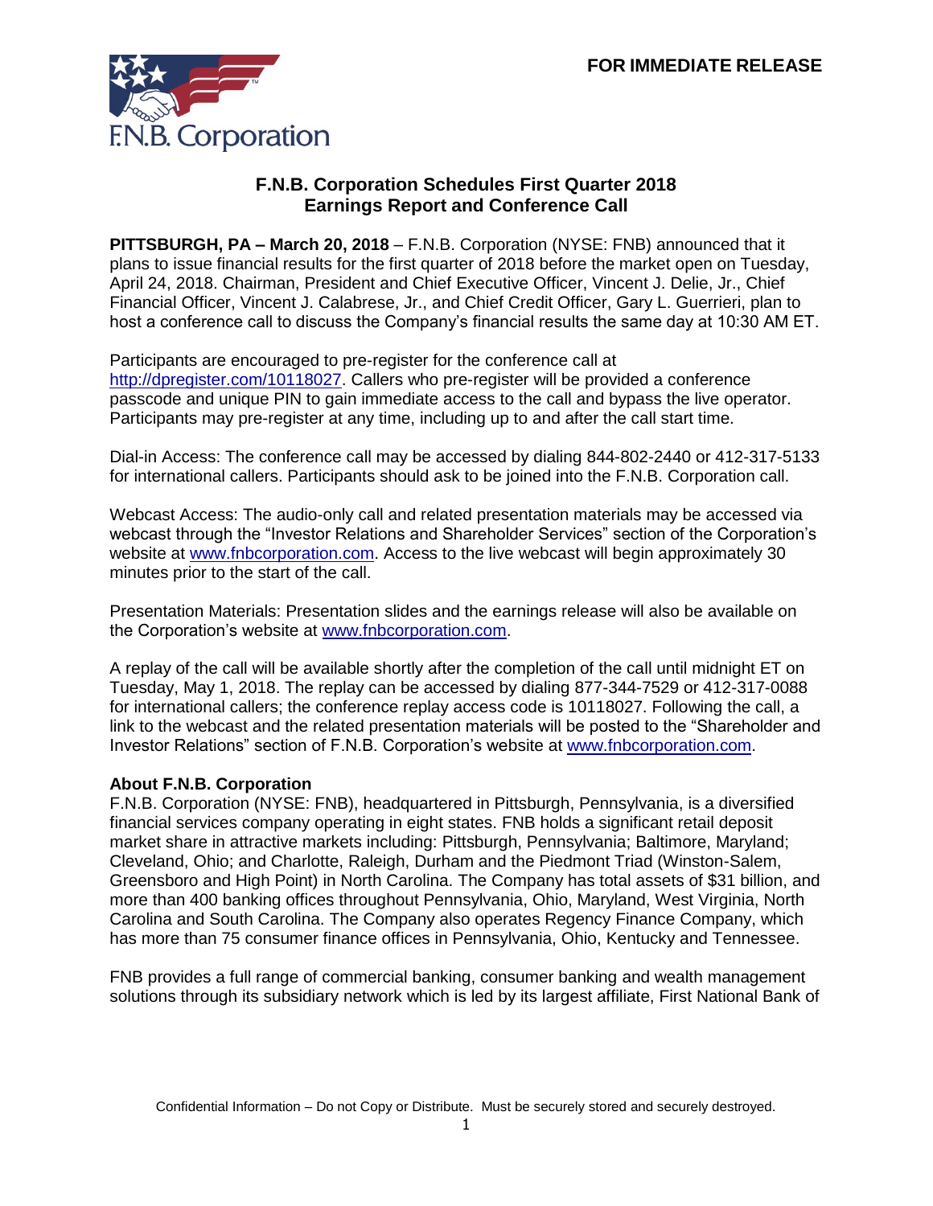FOR IMMEDIATE RELEASE

F.N.B. Corporation

# F.N.B. Corporation Schedules First Quarter 2018 Earnings Report and Conference Call

**PITTSBURGH, PA – March 20, 2018** – F.N.B. Corporation (NYSE: FNB) announced that it plans to issue financial results for the first quarter of 2018 before the market open on Tuesday, April 24, 2018. Chairman, President and Chief Executive Officer, Vincent J. Delie, Jr., Chief Financial Officer, Vincent J. Calabrese, Jr., and Chief Credit Officer, Gary L. Guerrieri, plan to host a conference call to discuss the Company's financial results the same day at 10:30 AM ET.

Participants are encouraged to pre-register for the conference call at http://dpregister.com/10118027. Callers who pre-register will be provided a conference passcode and unique PIN to gain immediate access to the call and bypass the live operator. Participants may pre-register at any time, including up to and after the call start time.

Dial-in Access: The conference call may be accessed by dialing 844-802-2440 or 412-317-5133 for international callers. Participants should ask to be joined into the F.N.B. Corporation call.

Webcast Access: The audio-only call and related presentation materials may be accessed via webcast through the "Investor Relations and Shareholder Services" section of the Corporation's website at www.fnbcorporation.com. Access to the live webcast will begin approximately 30 minutes prior to the start of the call.

Presentation Materials: Presentation slides and the earnings release will also be available on the Corporation's website at www.fnbcorporation.com.

A replay of the call will be available shortly after the completion of the call until midnight ET on Tuesday, May 1, 2018. The replay can be accessed by dialing 877-344-7529 or 412-317-0088 for international callers; the conference replay access code is 10118027. Following the call, a link to the webcast and the related presentation materials will be posted to the "Shareholder and Investor Relations" section of F.N.B. Corporation's website at www.fnbcorporation.com.

**About F.N.B. Corporation**

F.N.B. Corporation (NYSE: FNB), headquartered in Pittsburgh, Pennsylvania, is a diversified financial services company operating in eight states. FNB holds a significant retail deposit market share in attractive markets including: Pittsburgh, Pennsylvania; Baltimore, Maryland; Cleveland, Ohio; and Charlotte, Raleigh, Durham and the Piedmont Triad (Winston-Salem, Greensboro and High Point) in North Carolina. The Company has total assets of $31 billion, and more than 400 banking offices throughout Pennsylvania, Ohio, Maryland, West Virginia, North Carolina and South Carolina. The Company also operates Regency Finance Company, which has more than 75 consumer finance offices in Pennsylvania, Ohio, Kentucky and Tennessee.

FNB provides a full range of commercial banking, consumer banking and wealth management solutions through its subsidiary network which is led by its largest affiliate, First National Bank of

Confidential Information – Do not Copy or Distribute. Must be securely stored and securely destroyed.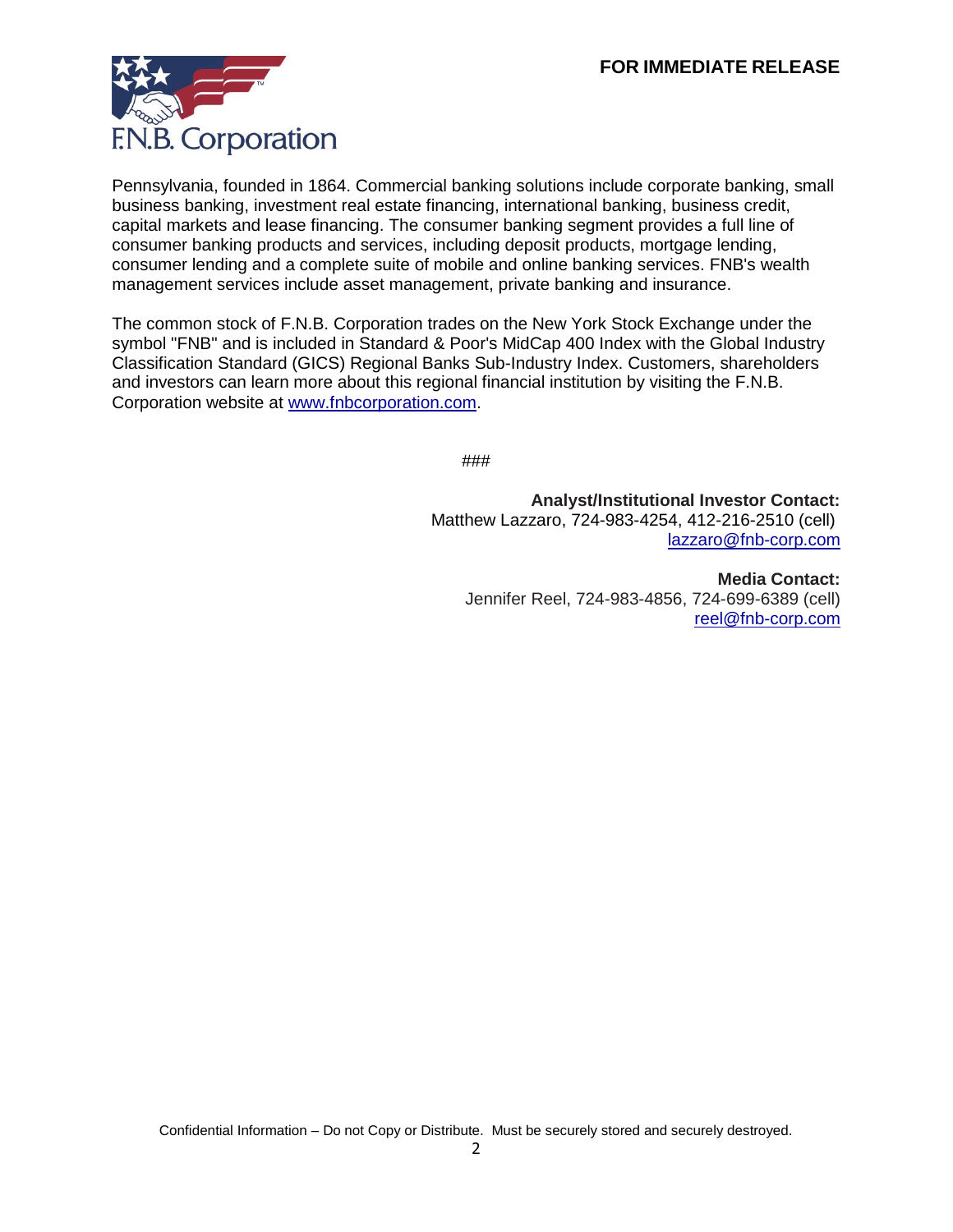Pennsylvania, founded in 1864. Commercial banking solutions include corporate banking, small business banking, investment real estate financing, international banking, business credit, capital markets and lease financing. The consumer banking segment provides a full line of consumer banking products and services, including deposit products, mortgage lending, consumer lending and a complete suite of mobile and online banking services. FNB's wealth management services include asset management, private banking and insurance.

The common stock of F.N.B. Corporation trades on the New York Stock Exchange under the symbol "FNB" and is included in Standard & Poor's MidCap 400 Index with the Global Industry Classification Standard (GICS) Regional Banks Sub-Industry Index. Customers, shareholders and investors can learn more about this regional financial institution by visiting the F.N.B. Corporation website at www.fnbcorporation.com.

###

**Analyst/Institutional Investor Contact:**
Matthew Lazzaro, 724-983-4254, 412-216-2510 (cell)
lazzaro@fnb-corp.com

**Media Contact:**
Jennifer Reel, 724-983-4856, 724-699-6389 (cell)
reel@fnb-corp.com

Confidential Information – Do not Copy or Distribute. Must be securely stored and securely destroyed.